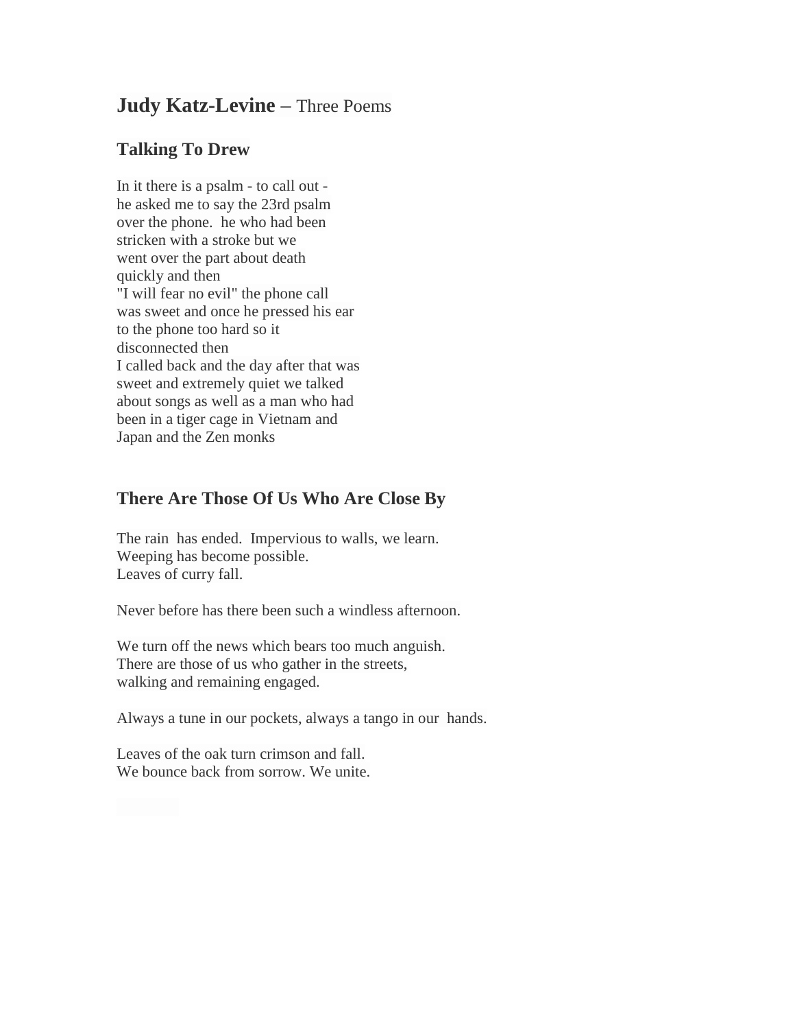# **Judy Katz-Levine** – Three Poems

## Talking To Drew

In it there is a psalm - to call out -  
he asked me to say the 23rd psalm  
over the phone.  he who had been  
stricken with a stroke but we  
went over the part about death  
quickly and then  
"I will fear no evil" the phone call  
was sweet and once he pressed his ear  
to the phone too hard so it  
disconnected then  
I called back and the day after that was  
sweet and extremely quiet we talked  
about songs as well as a man who had  
been in a tiger cage in Vietnam and  
Japan and the Zen monks

## There Are Those Of Us Who Are Close By

The rain  has ended.  Impervious to walls, we learn.  
Weeping has become possible.  
Leaves of curry fall.

Never before has there been such a windless afternoon.

We turn off the news which bears too much anguish.  
There are those of us who gather in the streets,  
walking and remaining engaged.

Always a tune in our pockets, always a tango in our  hands.

Leaves of the oak turn crimson and fall.  
We bounce back from sorrow. We unite.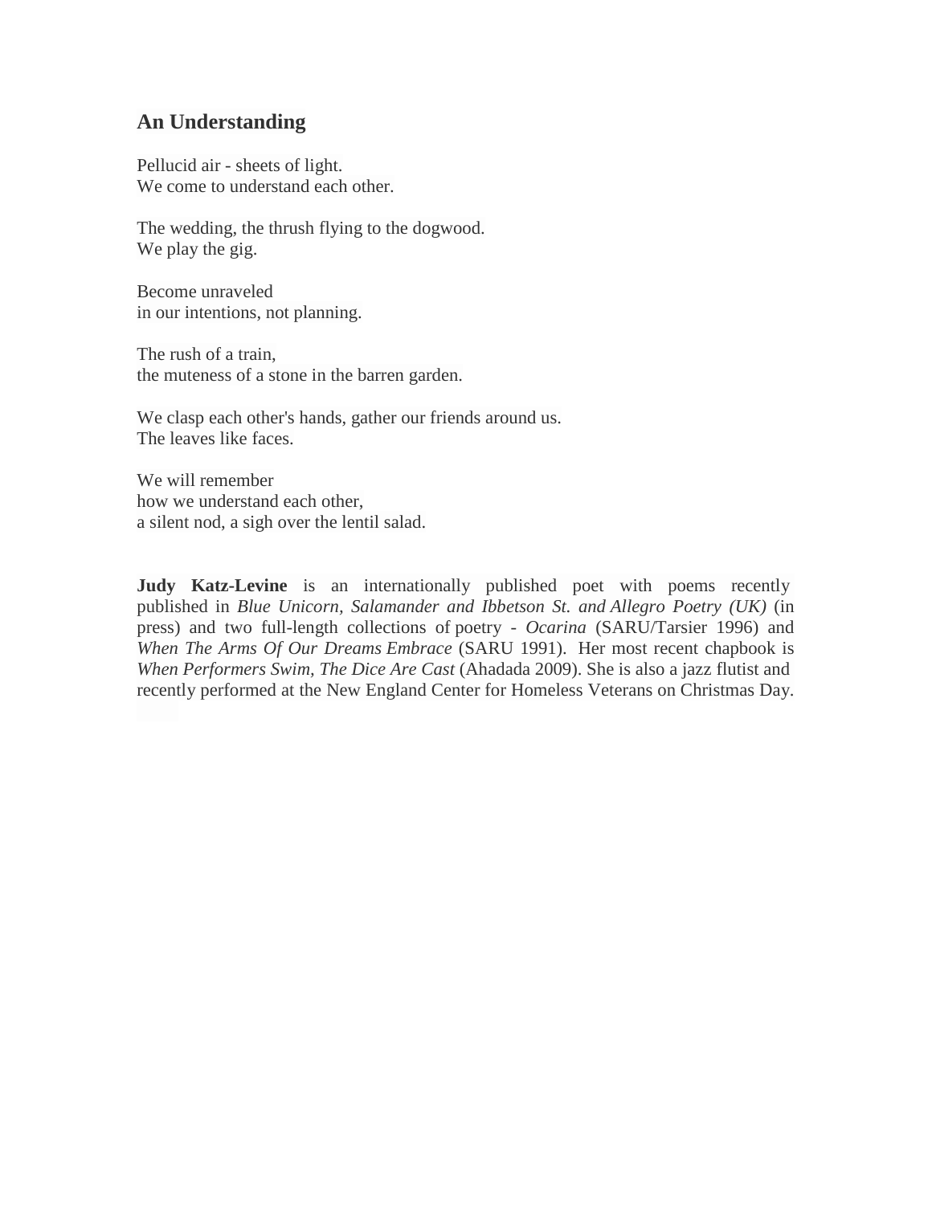## An Understanding

Pellucid air - sheets of light.
We come to understand each other.

The wedding, the thrush flying to the dogwood.
We play the gig.

Become unraveled
in our intentions, not planning.

The rush of a train,
the muteness of a stone in the barren garden.

We clasp each other's hands, gather our friends around us.
The leaves like faces.

We will remember
how we understand each other,
a silent nod, a sigh over the lentil salad.

**Judy Katz-Levine** is an internationally published poet with poems recently published in *Blue Unicorn*, *Salamander and Ibbetson St. and Allegro Poetry (UK)* (in press) and two full-length collections of poetry - *Ocarina* (SARU/Tarsier 1996) and *When The Arms Of Our Dreams Embrace* (SARU 1991). Her most recent chapbook is *When Performers Swim, The Dice Are Cast* (Ahadada 2009). She is also a jazz flutist and recently performed at the New England Center for Homeless Veterans on Christmas Day.